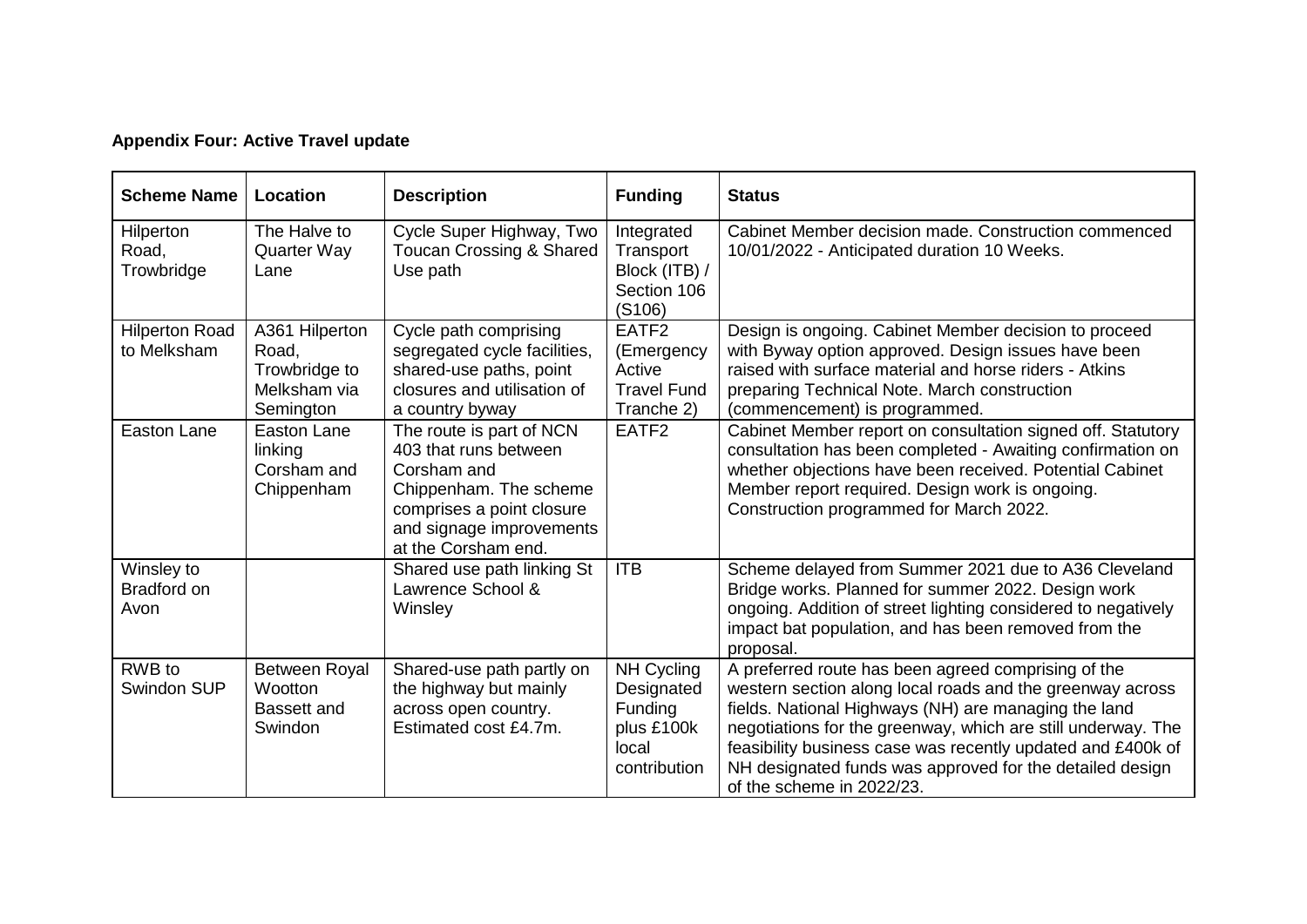**Appendix Four: Active Travel update**

| Scheme Name | Location | Description | Funding | Status |
|---|---|---|---|---|
| Hilperton Road, Trowbridge | The Halve to Quarter Way Lane | Cycle Super Highway, Two Toucan Crossing & Shared Use path | Integrated Transport Block (ITB) / Section 106 (S106) | Cabinet Member decision made. Construction commenced 10/01/2022 - Anticipated duration 10 Weeks. |
| Hilperton Road to Melksham | A361 Hilperton Road, Trowbridge to Melksham via Semington | Cycle path comprising segregated cycle facilities, shared-use paths, point closures and utilisation of a country byway | EATF2 (Emergency Active Travel Fund Tranche 2) | Design is ongoing. Cabinet Member decision to proceed with Byway option approved. Design issues have been raised with surface material and horse riders - Atkins preparing Technical Note. March construction (commencement) is programmed. |
| Easton Lane | Easton Lane linking Corsham and Chippenham | The route is part of NCN 403 that runs between Corsham and Chippenham. The scheme comprises a point closure and signage improvements at the Corsham end. | EATF2 | Cabinet Member report on consultation signed off. Statutory consultation has been completed - Awaiting confirmation on whether objections have been received. Potential Cabinet Member report required. Design work is ongoing. Construction programmed for March 2022. |
| Winsley to Bradford on Avon | | Shared use path linking St Lawrence School & Winsley | ITB | Scheme delayed from Summer 2021 due to A36 Cleveland Bridge works. Planned for summer 2022. Design work ongoing. Addition of street lighting considered to negatively impact bat population, and has been removed from the proposal. |
| RWB to Swindon SUP | Between Royal Wootton Bassett and Swindon | Shared-use path partly on the highway but mainly across open country. Estimated cost £4.7m. | NH Cycling Designated Funding plus £100k local contribution | A preferred route has been agreed comprising of the western section along local roads and the greenway across fields. National Highways (NH) are managing the land negotiations for the greenway, which are still underway. The feasibility business case was recently updated and £400k of NH designated funds was approved for the detailed design of the scheme in 2022/23. |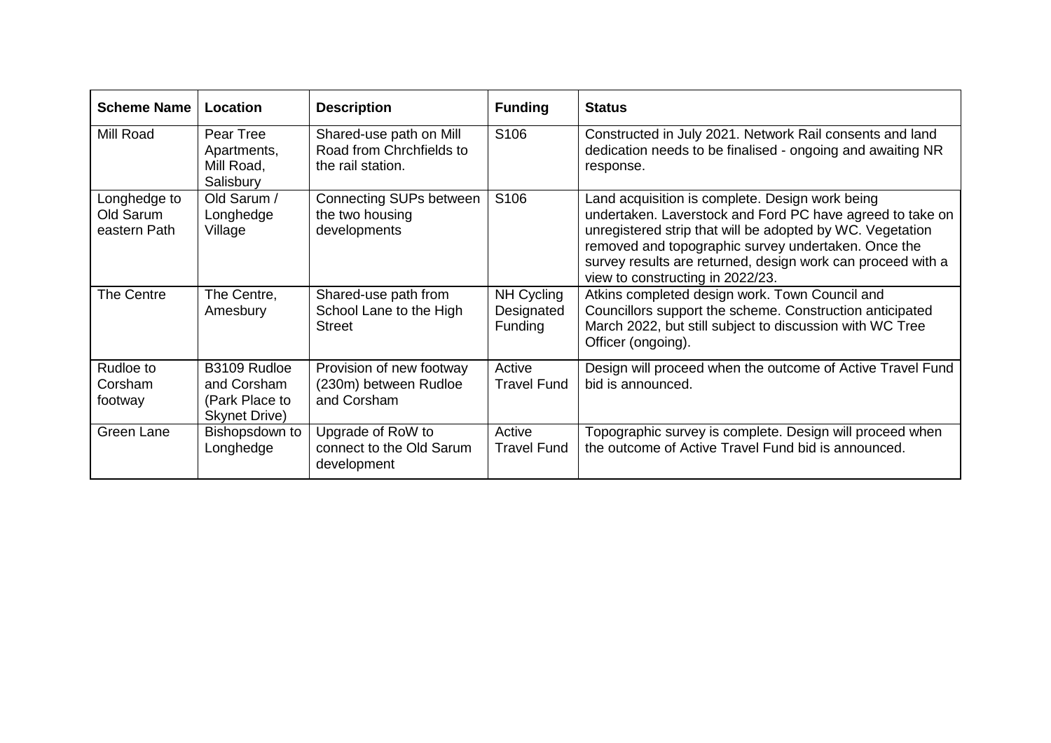| Scheme Name | Location | Description | Funding | Status |
|---|---|---|---|---|
| Mill Road | Pear Tree Apartments, Mill Road, Salisbury | Shared-use path on Mill Road from Chrchfields to the rail station. | S106 | Constructed in July 2021. Network Rail consents and land dedication needs to be finalised - ongoing and awaiting NR response. |
| Longhedge to Old Sarum eastern Path | Old Sarum / Longhedge Village | Connecting SUPs between the two housing developments | S106 | Land acquisition is complete. Design work being undertaken. Laverstock and Ford PC have agreed to take on unregistered strip that will be adopted by WC. Vegetation removed and topographic survey undertaken. Once the survey results are returned, design work can proceed with a view to constructing in 2022/23. |
| The Centre | The Centre, Amesbury | Shared-use path from School Lane to the High Street | NH Cycling Designated Funding | Atkins completed design work. Town Council and Councillors support the scheme. Construction anticipated March 2022, but still subject to discussion with WC Tree Officer (ongoing). |
| Rudloe to Corsham footway | B3109 Rudloe and Corsham (Park Place to Skynet Drive) | Provision of new footway (230m) between Rudloe and Corsham | Active Travel Fund | Design will proceed when the outcome of Active Travel Fund bid is announced. |
| Green Lane | Bishopsdown to Longhedge | Upgrade of RoW to connect to the Old Sarum development | Active Travel Fund | Topographic survey is complete. Design will proceed when the outcome of Active Travel Fund bid is announced. |